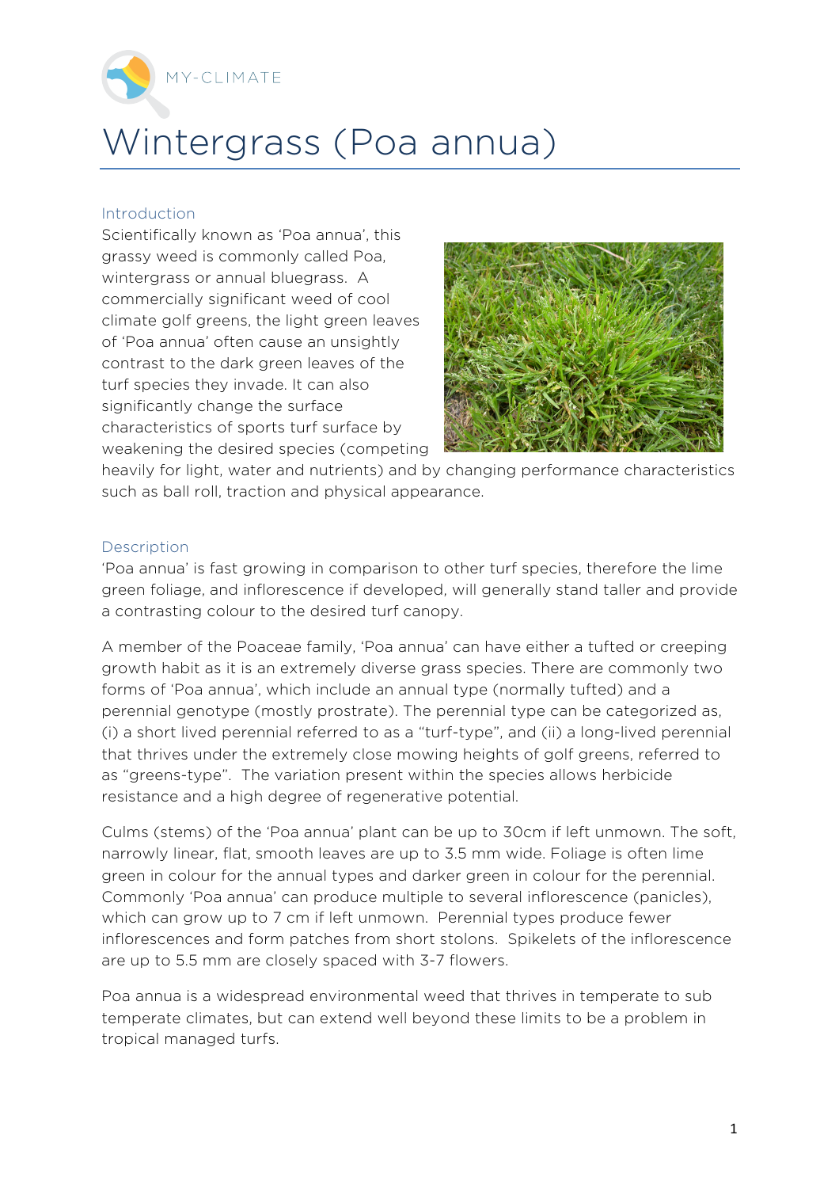MY-CLIMATE

# Wintergrass (Poa annua)

## Introduction

Scientifically known as 'Poa annua', this grassy weed is commonly called Poa, wintergrass or annual bluegrass. A commercially significant weed of cool climate golf greens, the light green leaves of 'Poa annua' often cause an unsightly contrast to the dark green leaves of the turf species they invade. It can also significantly change the surface characteristics of sports turf surface by weakening the desired species (competing heavily for light, water and nutrients) and by changing performance characteristics such as ball roll, traction and physical appearance.

## Description

'Poa annua' is fast growing in comparison to other turf species, therefore the lime green foliage, and inflorescence if developed, will generally stand taller and provide a contrasting colour to the desired turf canopy.

A member of the Poaceae family, 'Poa annua' can have either a tufted or creeping growth habit as it is an extremely diverse grass species. There are commonly two forms of 'Poa annua', which include an annual type (normally tufted) and a perennial genotype (mostly prostrate). The perennial type can be categorized as, (i) a short lived perennial referred to as a "turf-type", and (ii) a long-lived perennial that thrives under the extremely close mowing heights of golf greens, referred to as "greens-type". The variation present within the species allows herbicide resistance and a high degree of regenerative potential.

Culms (stems) of the 'Poa annua' plant can be up to 30cm if left unmown. The soft, narrowly linear, flat, smooth leaves are up to 3.5 mm wide. Foliage is often lime green in colour for the annual types and darker green in colour for the perennial. Commonly 'Poa annua' can produce multiple to several inflorescence (panicles), which can grow up to 7 cm if left unmown. Perennial types produce fewer inflorescences and form patches from short stolons. Spikelets of the inflorescence are up to 5.5 mm are closely spaced with 3-7 flowers.

Poa annua is a widespread environmental weed that thrives in temperate to sub temperate climates, but can extend well beyond these limits to be a problem in tropical managed turfs.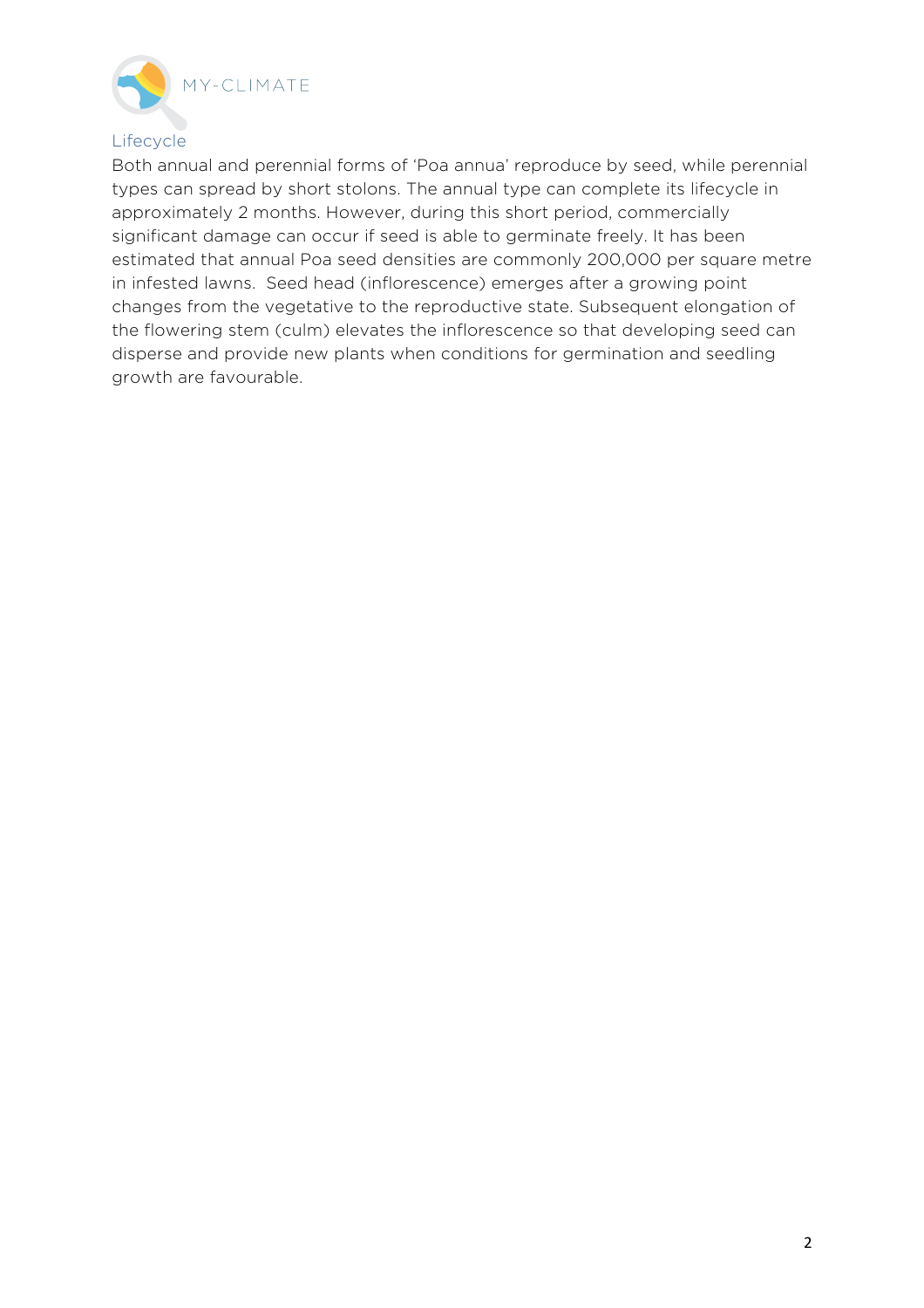## Lifecycle

Both annual and perennial forms of 'Poa annua' reproduce by seed, while perennial types can spread by short stolons. The annual type can complete its lifecycle in approximately 2 months. However, during this short period, commercially significant damage can occur if seed is able to germinate freely. It has been estimated that annual Poa seed densities are commonly 200,000 per square metre in infested lawns. Seed head (inflorescence) emerges after a growing point changes from the vegetative to the reproductive state. Subsequent elongation of the flowering stem (culm) elevates the inflorescence so that developing seed can disperse and provide new plants when conditions for germination and seedling growth are favourable.